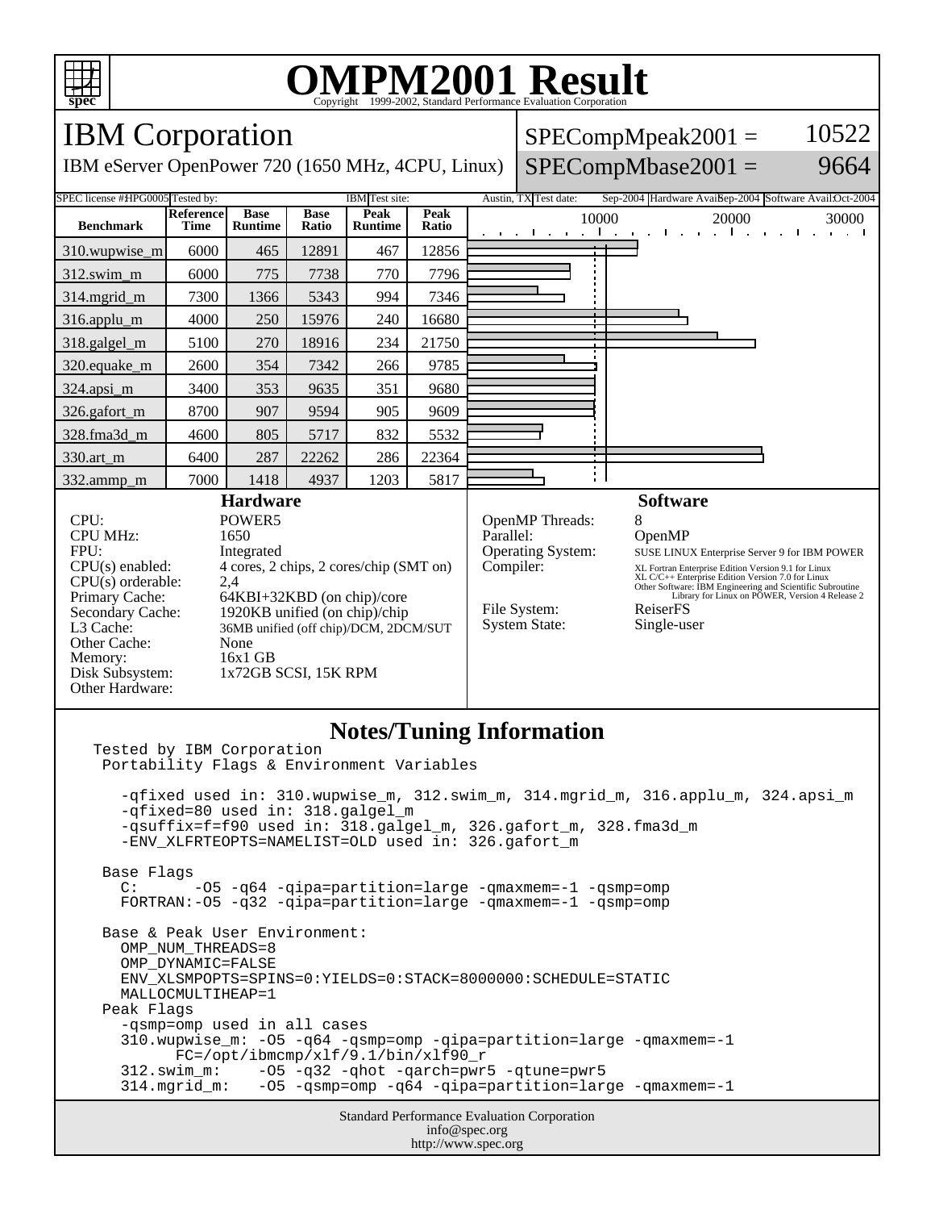# OMPM2001 Result

Copyright 1999-2002, Standard Performance Evaluation Corporation

## IBM Corporation

IBM eServer OpenPower 720 (1650 MHz, 4CPU, Linux)

SPECompMpeak2001 = 10522

SPECompMbase2001 = 9664

SPEC license #: HPG0005 | Tested by: IBM | Test site: Austin, TX | Test date: Sep-2004 | Hardware Avail: Sep-2004 | Software Avail: Oct-2004

| Benchmark | Reference Time | Base Runtime | Base Ratio | Peak Runtime | Peak Ratio |
|---|---|---|---|---|---|
| 310.wupwise_m | 6000 | 465 | 12891 | 467 | 12856 |
| 312.swim_m | 6000 | 775 | 7738 | 770 | 7796 |
| 314.mgrid_m | 7300 | 1366 | 5343 | 994 | 7346 |
| 316.applu_m | 4000 | 250 | 15976 | 240 | 16680 |
| 318.galgel_m | 5100 | 270 | 18916 | 234 | 21750 |
| 320.equake_m | 2600 | 354 | 7342 | 266 | 9785 |
| 324.apsi_m | 3400 | 353 | 9635 | 351 | 9680 |
| 326.gafort_m | 8700 | 907 | 9594 | 905 | 9609 |
| 328.fma3d_m | 4600 | 805 | 5717 | 832 | 5532 |
| 330.art_m | 6400 | 287 | 22262 | 286 | 22364 |
| 332.ammp_m | 7000 | 1418 | 4937 | 1203 | 5817 |

### Hardware

| | |
|---|---|
| CPU: | POWER5 |
| CPU MHz: | 1650 |
| FPU: | Integrated |
| CPU(s) enabled: | 4 cores, 2 chips, 2 cores/chip (SMT on) |
| CPU(s) orderable: | 2,4 |
| Primary Cache: | 64KBI+32KBD (on chip)/core |
| Secondary Cache: | 1920KB unified (on chip)/chip |
| L3 Cache: | 36MB unified (off chip)/DCM, 2DCM/SUT |
| Other Cache: | None |
| Memory: | 16x1 GB |
| Disk Subsystem: | 1x72GB SCSI, 15K RPM |
| Other Hardware: | |

### Software

| | |
|---|---|
| OpenMP Threads: | 8 |
| Parallel: | OpenMP |
| Operating System: | SUSE LINUX Enterprise Server 9 for IBM POWER |
| Compiler: | XL Fortran Enterprise Edition Version 9.1 for Linux<br>XL C/C++ Enterprise Edition Version 7.0 for Linux<br>Other Software: IBM Engineering and Scientific Subroutine Library for Linux on POWER, Version 4 Release 2 |
| File System: | ReiserFS |
| System State: | Single-user |

### Notes/Tuning Information

```
Tested by IBM Corporation
 Portability Flags & Environment Variables

   -qfixed used in: 310.wupwise_m, 312.swim_m, 314.mgrid_m, 316.applu_m, 324.apsi_m
   -qfixed=80 used in: 318.galgel_m
   -qsuffix=f=f90 used in: 318.galgel_m, 326.gafort_m, 328.fma3d_m
   -ENV_XLFRTEOPTS=NAMELIST=OLD used in: 326.gafort_m

 Base Flags
   C:      -O5 -q64 -qipa=partition=large -qmaxmem=-1 -qsmp=omp
   FORTRAN:-O5 -q32 -qipa=partition=large -qmaxmem=-1 -qsmp=omp

 Base & Peak User Environment:
   OMP_NUM_THREADS=8
   OMP_DYNAMIC=FALSE
   ENV_XLSMPOPTS=SPINS=0:YIELDS=0:STACK=8000000:SCHEDULE=STATIC
   MALLOCMULTIHEAP=1
 Peak Flags
   -qsmp=omp used in all cases
   310.wupwise_m: -O5 -q64 -qsmp=omp -qipa=partition=large -qmaxmem=-1
         FC=/opt/ibmcmp/xlf/9.1/bin/xlf90_r
   312.swim_m:    -O5 -q32 -qhot -qarch=pwr5 -qtune=pwr5
   314.mgrid_m:   -O5 -qsmp=omp -q64 -qipa=partition=large -qmaxmem=-1
```

Standard Performance Evaluation Corporation
info@spec.org
http://www.spec.org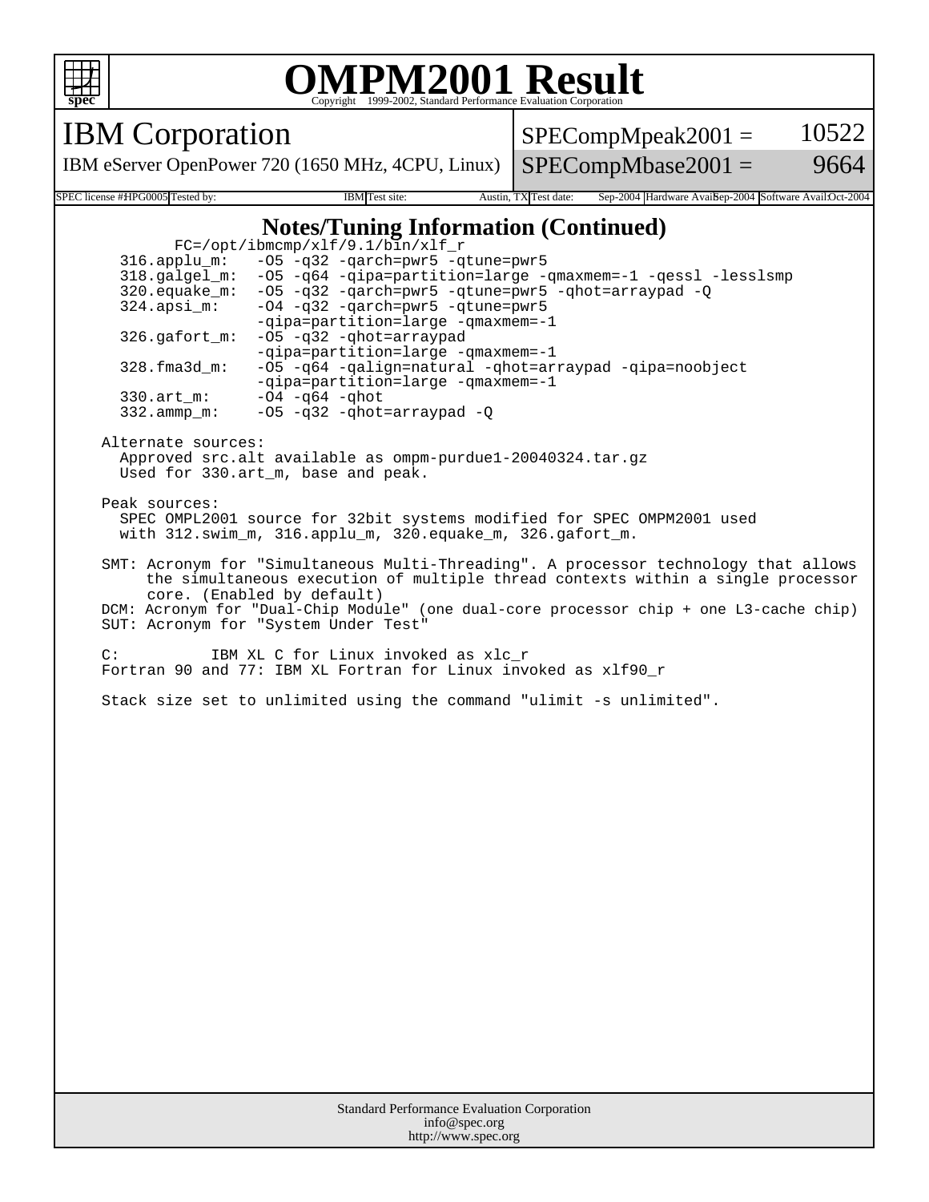# OMPM2001 Result

Copyright 1999-2002, Standard Performance Evaluation Corporation

## IBM Corporation

IBM eServer OpenPower 720 (1650 MHz, 4CPU, Linux)

SPECompMpeak2001 = 10522

SPECompMbase2001 = 9664

| SPEC license #: HPG0005 | Tested by: IBM | Test site: Austin, TX | Test date: Sep-2004 | Hardware Avail: Sep-2004 | Software Avail: Oct-2004 |
|---|---|---|---|---|---|

### Notes/Tuning Information (Continued)

```
         FC=/opt/ibmcmp/xlf/9.1/bin/xlf_r
   316.applu_m:   -O5 -q32 -qarch=pwr5 -qtune=pwr5
   318.galgel_m:  -O5 -q64 -qipa=partition=large -qmaxmem=-1 -qessl -lesslsmp
   320.equake_m:  -O5 -q32 -qarch=pwr5 -qtune=pwr5 -qhot=arraypad -Q
   324.apsi_m:    -O4 -q32 -qarch=pwr5 -qtune=pwr5
                  -qipa=partition=large -qmaxmem=-1
   326.gafort_m:  -O5 -q32 -qhot=arraypad
                  -qipa=partition=large -qmaxmem=-1
   328.fma3d_m:   -O5 -q64 -qalign=natural -qhot=arraypad -qipa=noobject
                  -qipa=partition=large -qmaxmem=-1
   330.art_m:     -O4 -q64 -qhot
   332.ammp_m:    -O5 -q32 -qhot=arraypad -Q

Alternate sources:
  Approved src.alt available as ompm-purdue1-20040324.tar.gz
  Used for 330.art_m, base and peak.

Peak sources:
  SPEC OMPL2001 source for 32bit systems modified for SPEC OMPM2001 used
  with 312.swim_m, 316.applu_m, 320.equake_m, 326.gafort_m.

SMT: Acronym for "Simultaneous Multi-Threading". A processor technology that allows
     the simultaneous execution of multiple thread contexts within a single processor
     core. (Enabled by default)
DCM: Acronym for "Dual-Chip Module" (one dual-core processor chip + one L3-cache chip)
SUT: Acronym for "System Under Test"

C:          IBM XL C for Linux invoked as xlc_r
Fortran 90 and 77: IBM XL Fortran for Linux invoked as xlf90_r

Stack size set to unlimited using the command "ulimit -s unlimited".
```

Standard Performance Evaluation Corporation
info@spec.org
http://www.spec.org